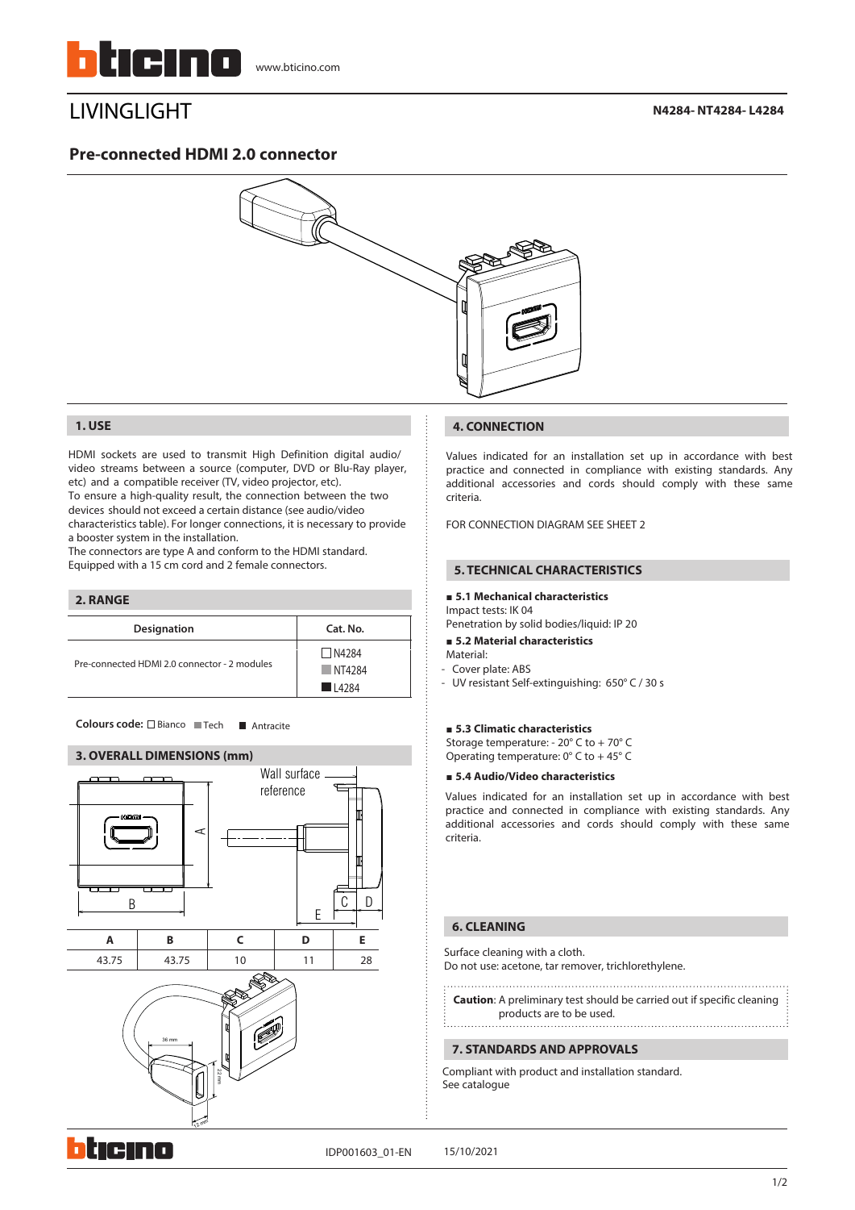# LIVINGLIGHT

**N4284- NT4284- L4284**

## Pre-connected HDMI 2.0 connector

### 1. USE

HDMI sockets are used to transmit High Definition digital audio/ video streams between a source (computer, DVD or Blu-Ray player, etc) and a compatible receiver (TV, video projector, etc).
To ensure a high-quality result, the connection between the two devices should not exceed a certain distance (see audio/video characteristics table). For longer connections, it is necessary to provide a booster system in the installation.
The connectors are type A and conform to the HDMI standard.
Equipped with a 15 cm cord and 2 female connectors.

### 2. RANGE

| Designation | Cat. No. |
|---|---|
| Pre-connected HDMI 2.0 connector - 2 modules | ☐ N4284<br>▪ NT4284<br>■ L4284 |

**Colours code:** ☐ Bianco ▪ Tech ■ Antracite

### 3. OVERALL DIMENSIONS (mm)

Wall surface reference

| A | B | C | D | E |
|---|---|---|---|---|
| 43.75 | 43.75 | 10 | 11 | 28 |

36 mm
22 mm
13 mm

### 4. CONNECTION

Values indicated for an installation set up in accordance with best practice and connected in compliance with existing standards. Any additional accessories and cords should comply with these same criteria.

FOR CONNECTION DIAGRAM SEE SHEET 2

### 5. TECHNICAL CHARACTERISTICS

**■ 5.1 Mechanical characteristics**
Impact tests: IK 04
Penetration by solid bodies/liquid: IP 20

**■ 5.2 Material characteristics**
Material:
- Cover plate: ABS
- UV resistant Self-extinguishing: 650° C / 30 s

**■ 5.3 Climatic characteristics**
Storage temperature: - 20° C to + 70° C
Operating temperature: 0° C to + 45° C

**■ 5.4 Audio/Video characteristics**

Values indicated for an installation set up in accordance with best practice and connected in compliance with existing standards. Any additional accessories and cords should comply with these same criteria.

### 6. CLEANING

Surface cleaning with a cloth.
Do not use: acetone, tar remover, trichlorethylene.

**Caution**: A preliminary test should be carried out if specific cleaning products are to be used.

### 7. STANDARDS AND APPROVALS

Compliant with product and installation standard.
See catalogue

IDP001603_01-EN 15/10/2021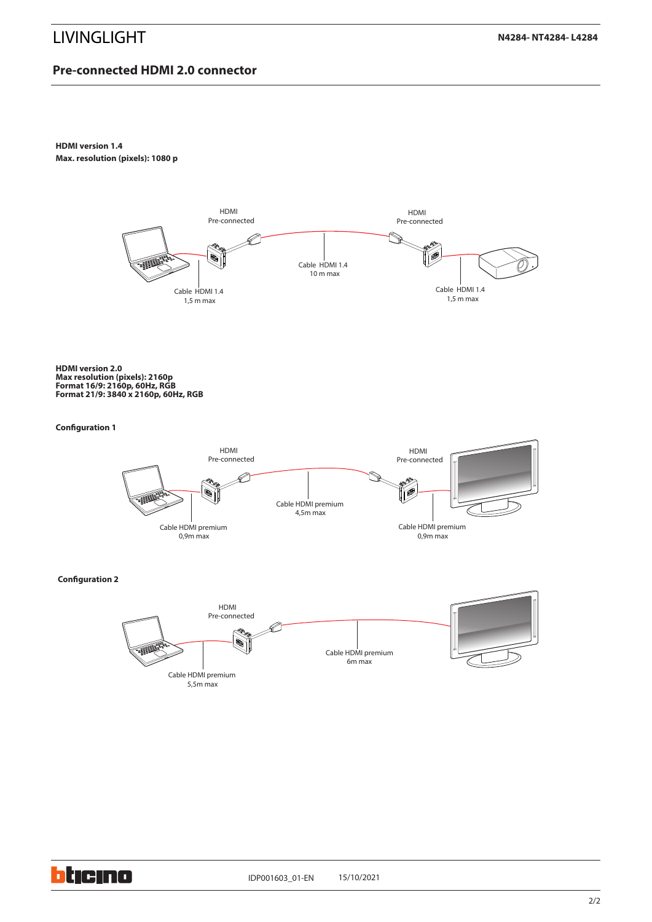## Pre-connected HDMI 2.0 connector

**HDMI version 1.4**
**Max. resolution (pixels): 1080 p**

HDMI
Pre-connected

HDMI
Pre-connected

Cable HDMI 1.4
10 m max

Cable HDMI 1.4
1,5 m max

Cable HDMI 1.4
1,5 m max

**HDMI version 2.0**
**Max resolution (pixels): 2160p**
**Format 16/9: 2160p, 60Hz, RGB**
**Format 21/9: 3840 x 2160p, 60Hz, RGB**

**Configuration 1**

HDMI
Pre-connected

HDMI
Pre-connected

Cable HDMI premium
4,5m max

Cable HDMI premium
0,9m max

Cable HDMI premium
0,9m max

**Configuration 2**

HDMI
Pre-connected

Cable HDMI premium
6m max

Cable HDMI premium
5,5m max

IDP001603_01-EN 15/10/2021